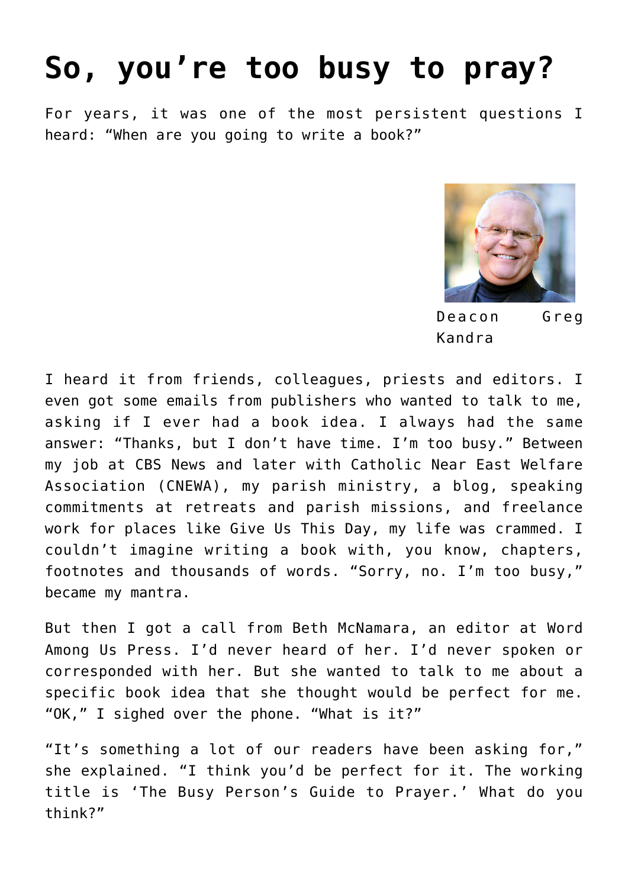# So, you're too busy to pray?

For years, it was one of the most persistent questions I heard: "When are you going to write a book?"

Deacon Greg Kandra

I heard it from friends, colleagues, priests and editors. I even got some emails from publishers who wanted to talk to me, asking if I ever had a book idea. I always had the same answer: "Thanks, but I don't have time. I'm too busy." Between my job at CBS News and later with Catholic Near East Welfare Association (CNEWA), my parish ministry, a blog, speaking commitments at retreats and parish missions, and freelance work for places like Give Us This Day, my life was crammed. I couldn't imagine writing a book with, you know, chapters, footnotes and thousands of words. "Sorry, no. I'm too busy," became my mantra.

But then I got a call from Beth McNamara, an editor at Word Among Us Press. I'd never heard of her. I'd never spoken or corresponded with her. But she wanted to talk to me about a specific book idea that she thought would be perfect for me. "OK," I sighed over the phone. "What is it?"

"It's something a lot of our readers have been asking for," she explained. "I think you'd be perfect for it. The working title is 'The Busy Person's Guide to Prayer.' What do you think?"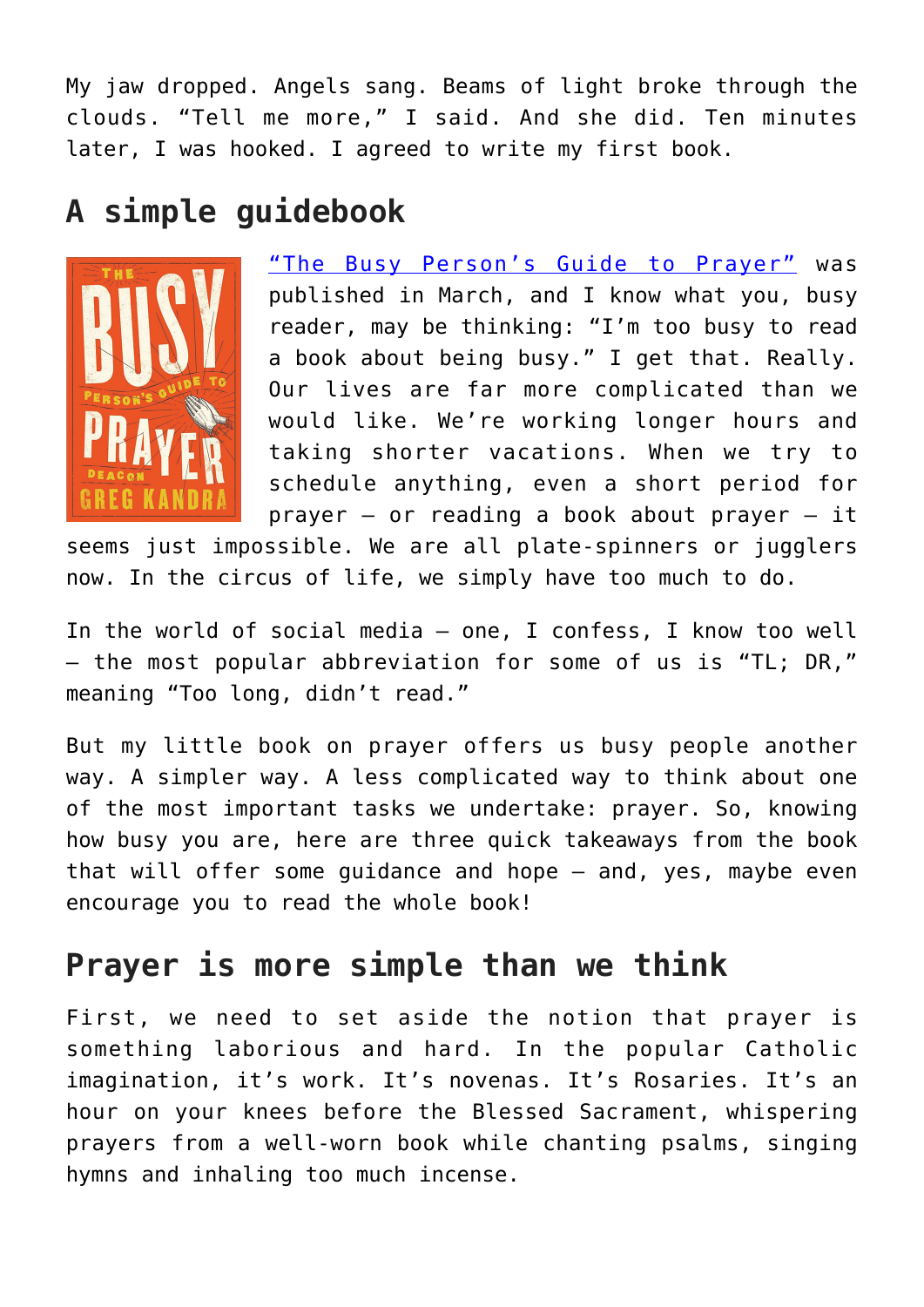My jaw dropped. Angels sang. Beams of light broke through the clouds. "Tell me more," I said. And she did. Ten minutes later, I was hooked. I agreed to write my first book.

## A simple guidebook

"The Busy Person's Guide to Prayer" was published in March, and I know what you, busy reader, may be thinking: "I'm too busy to read a book about being busy." I get that. Really. Our lives are far more complicated than we would like. We're working longer hours and taking shorter vacations. When we try to schedule anything, even a short period for prayer — or reading a book about prayer — it seems just impossible. We are all plate-spinners or jugglers now. In the circus of life, we simply have too much to do.

In the world of social media — one, I confess, I know too well — the most popular abbreviation for some of us is "TL; DR," meaning "Too long, didn't read."

But my little book on prayer offers us busy people another way. A simpler way. A less complicated way to think about one of the most important tasks we undertake: prayer. So, knowing how busy you are, here are three quick takeaways from the book that will offer some guidance and hope — and, yes, maybe even encourage you to read the whole book!

## Prayer is more simple than we think

First, we need to set aside the notion that prayer is something laborious and hard. In the popular Catholic imagination, it's work. It's novenas. It's Rosaries. It's an hour on your knees before the Blessed Sacrament, whispering prayers from a well-worn book while chanting psalms, singing hymns and inhaling too much incense.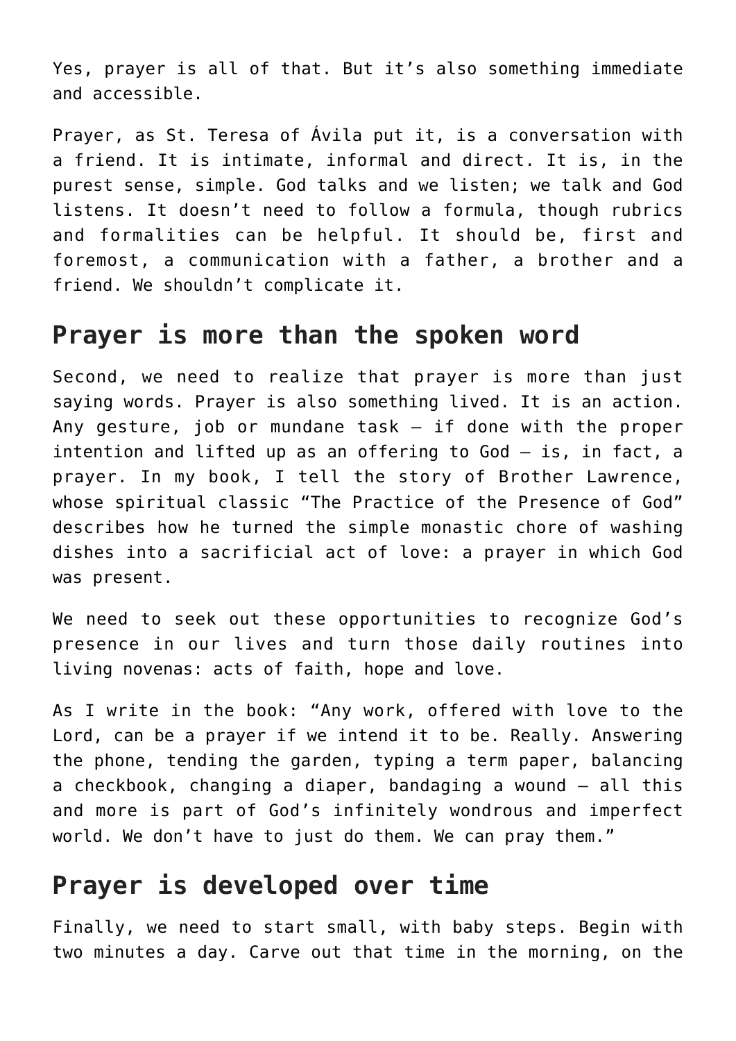Yes, prayer is all of that. But it’s also something immediate and accessible.

Prayer, as St. Teresa of Ávila put it, is a conversation with a friend. It is intimate, informal and direct. It is, in the purest sense, simple. God talks and we listen; we talk and God listens. It doesn’t need to follow a formula, though rubrics and formalities can be helpful. It should be, first and foremost, a communication with a father, a brother and a friend. We shouldn’t complicate it.

## Prayer is more than the spoken word

Second, we need to realize that prayer is more than just saying words. Prayer is also something lived. It is an action. Any gesture, job or mundane task — if done with the proper intention and lifted up as an offering to God — is, in fact, a prayer. In my book, I tell the story of Brother Lawrence, whose spiritual classic “The Practice of the Presence of God” describes how he turned the simple monastic chore of washing dishes into a sacrificial act of love: a prayer in which God was present.

We need to seek out these opportunities to recognize God’s presence in our lives and turn those daily routines into living novenas: acts of faith, hope and love.

As I write in the book: “Any work, offered with love to the Lord, can be a prayer if we intend it to be. Really. Answering the phone, tending the garden, typing a term paper, balancing a checkbook, changing a diaper, bandaging a wound — all this and more is part of God’s infinitely wondrous and imperfect world. We don’t have to just do them. We can pray them.”

## Prayer is developed over time

Finally, we need to start small, with baby steps. Begin with two minutes a day. Carve out that time in the morning, on the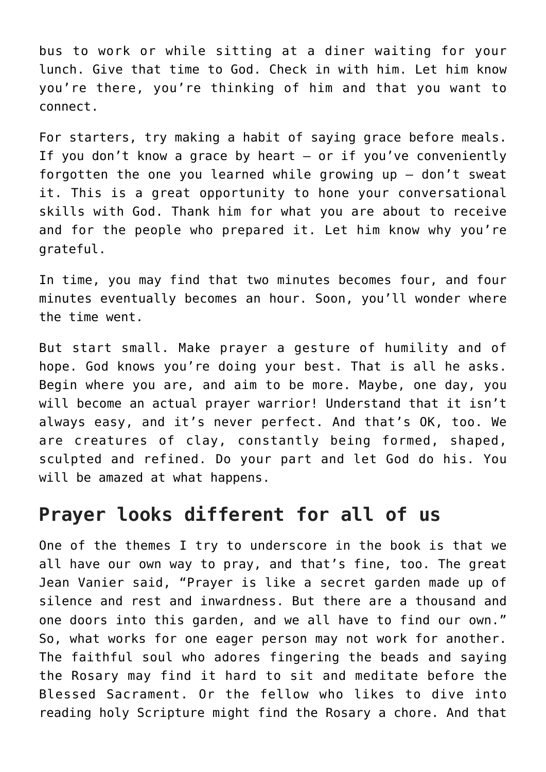bus to work or while sitting at a diner waiting for your lunch. Give that time to God. Check in with him. Let him know you're there, you're thinking of him and that you want to connect.

For starters, try making a habit of saying grace before meals. If you don't know a grace by heart — or if you've conveniently forgotten the one you learned while growing up — don't sweat it. This is a great opportunity to hone your conversational skills with God. Thank him for what you are about to receive and for the people who prepared it. Let him know why you're grateful.

In time, you may find that two minutes becomes four, and four minutes eventually becomes an hour. Soon, you'll wonder where the time went.

But start small. Make prayer a gesture of humility and of hope. God knows you're doing your best. That is all he asks. Begin where you are, and aim to be more. Maybe, one day, you will become an actual prayer warrior! Understand that it isn't always easy, and it's never perfect. And that's OK, too. We are creatures of clay, constantly being formed, shaped, sculpted and refined. Do your part and let God do his. You will be amazed at what happens.

## Prayer looks different for all of us

One of the themes I try to underscore in the book is that we all have our own way to pray, and that's fine, too. The great Jean Vanier said, "Prayer is like a secret garden made up of silence and rest and inwardness. But there are a thousand and one doors into this garden, and we all have to find our own." So, what works for one eager person may not work for another. The faithful soul who adores fingering the beads and saying the Rosary may find it hard to sit and meditate before the Blessed Sacrament. Or the fellow who likes to dive into reading holy Scripture might find the Rosary a chore. And that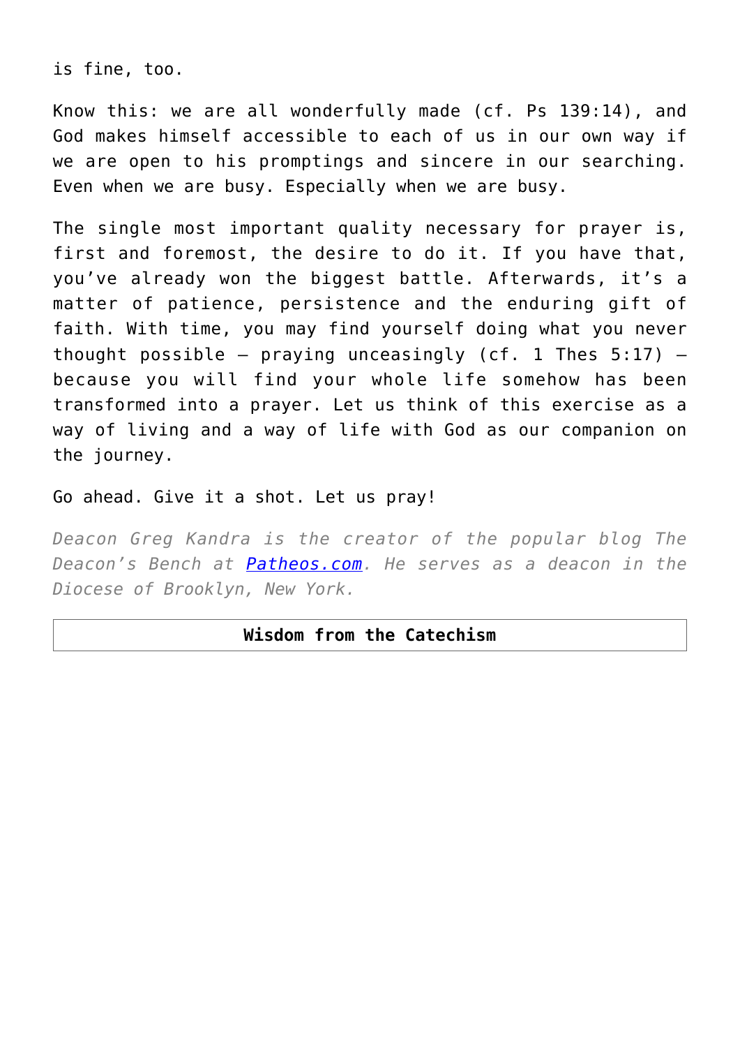is fine, too.

Know this: we are all wonderfully made (cf. Ps 139:14), and God makes himself accessible to each of us in our own way if we are open to his promptings and sincere in our searching. Even when we are busy. Especially when we are busy.

The single most important quality necessary for prayer is, first and foremost, the desire to do it. If you have that, you've already won the biggest battle. Afterwards, it's a matter of patience, persistence and the enduring gift of faith. With time, you may find yourself doing what you never thought possible — praying unceasingly (cf. 1 Thes 5:17) — because you will find your whole life somehow has been transformed into a prayer. Let us think of this exercise as a way of living and a way of life with God as our companion on the journey.

Go ahead. Give it a shot. Let us pray!

*Deacon Greg Kandra is the creator of the popular blog The Deacon's Bench at [Patheos.com](Patheos.com). He serves as a deacon in the Diocese of Brooklyn, New York.*

| **Wisdom from the Catechism** |
| --- |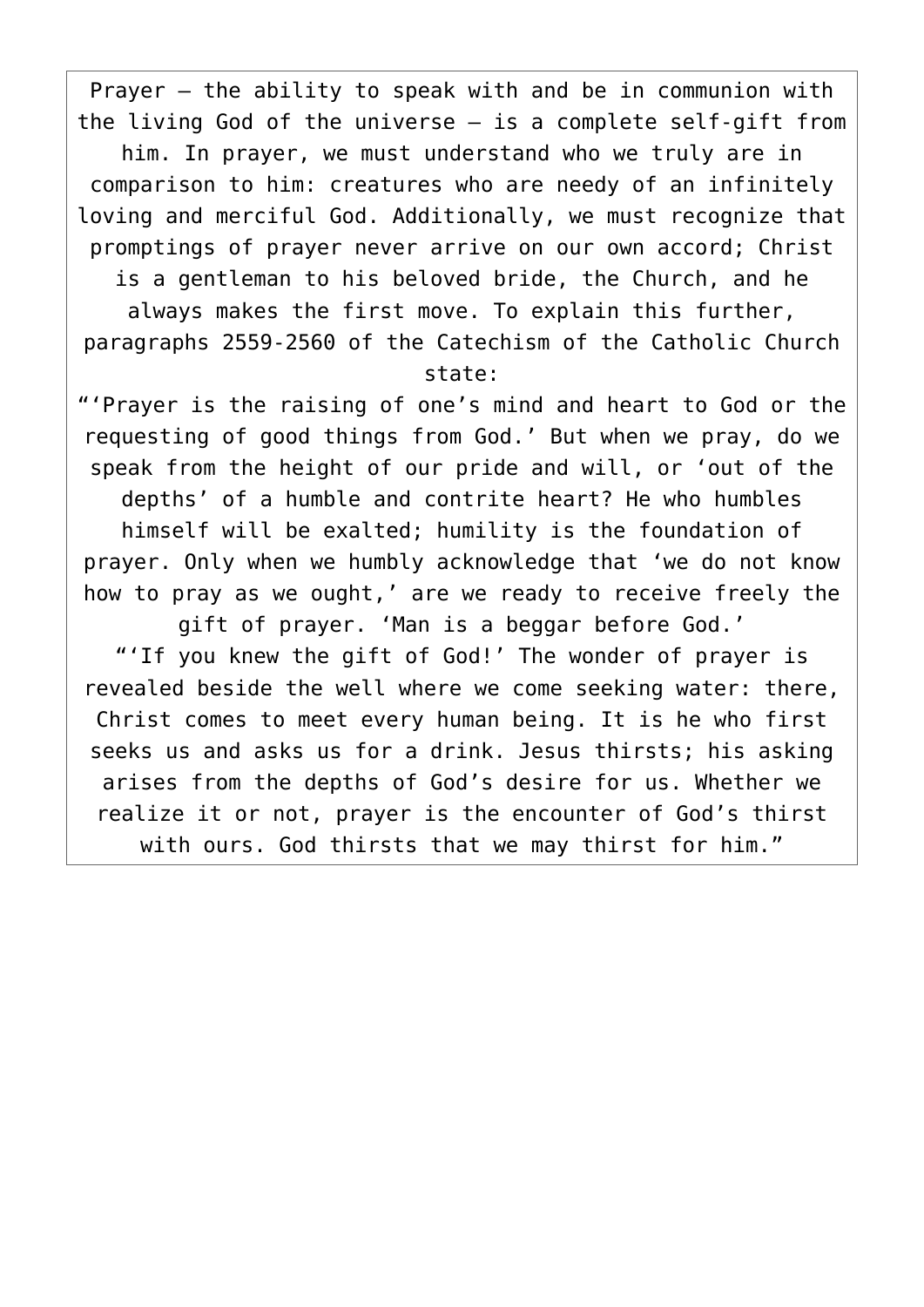Prayer – the ability to speak with and be in communion with the living God of the universe – is a complete self-gift from him. In prayer, we must understand who we truly are in comparison to him: creatures who are needy of an infinitely loving and merciful God. Additionally, we must recognize that promptings of prayer never arrive on our own accord; Christ is a gentleman to his beloved bride, the Church, and he always makes the first move. To explain this further, paragraphs 2559-2560 of the Catechism of the Catholic Church state:

"'Prayer is the raising of one's mind and heart to God or the requesting of good things from God.' But when we pray, do we speak from the height of our pride and will, or 'out of the depths' of a humble and contrite heart? He who humbles himself will be exalted; humility is the foundation of prayer. Only when we humbly acknowledge that 'we do not know how to pray as we ought,' are we ready to receive freely the gift of prayer. 'Man is a beggar before God.'

"'If you knew the gift of God!' The wonder of prayer is revealed beside the well where we come seeking water: there, Christ comes to meet every human being. It is he who first seeks us and asks us for a drink. Jesus thirsts; his asking arises from the depths of God's desire for us. Whether we realize it or not, prayer is the encounter of God's thirst with ours. God thirsts that we may thirst for him."